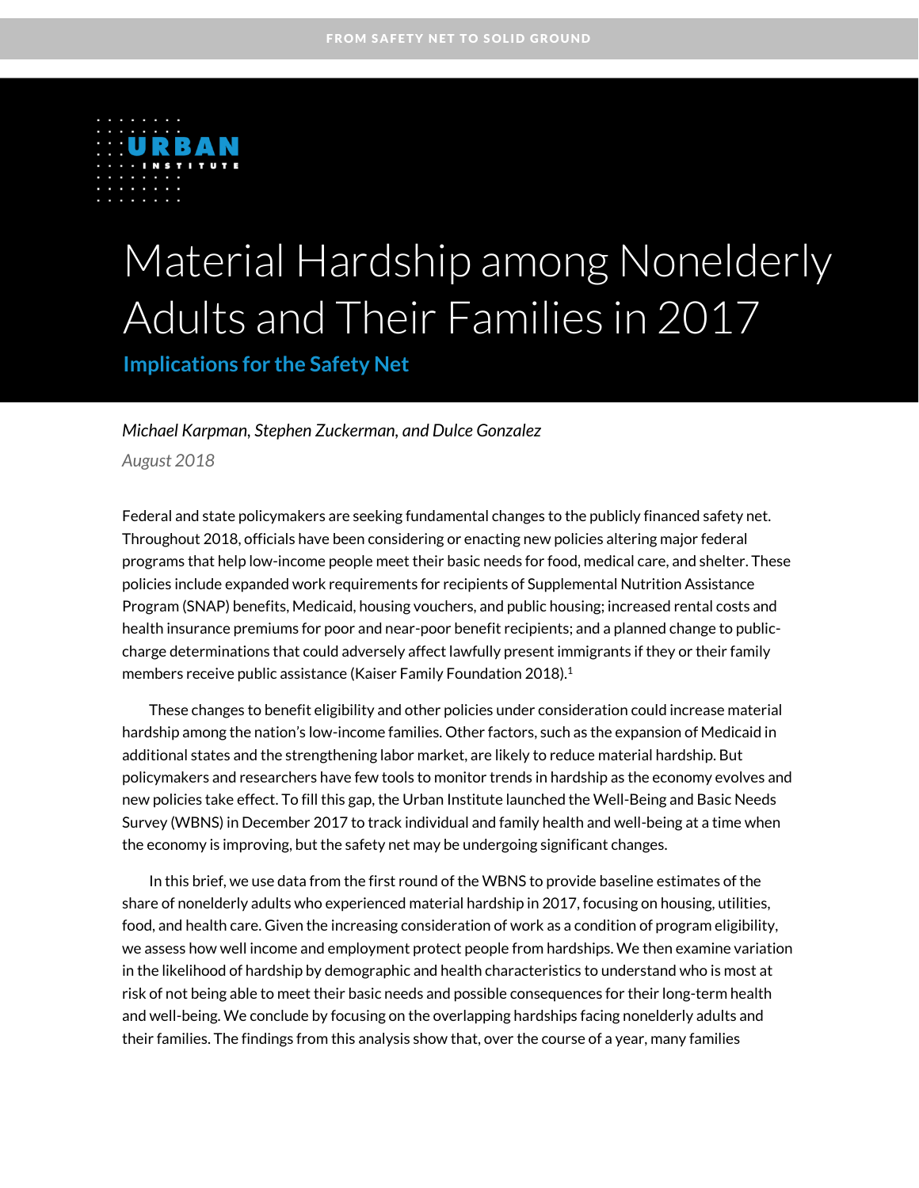FROM SAFETY NET TO SOLID GROUND

URBAN INSTITUTE

# Material Hardship among Nonelderly Adults and Their Families in 2017

## Implications for the Safety Net

*Michael Karpman, Stephen Zuckerman, and Dulce Gonzalez*

*August 2018*

Federal and state policymakers are seeking fundamental changes to the publicly financed safety net. Throughout 2018, officials have been considering or enacting new policies altering major federal programs that help low-income people meet their basic needs for food, medical care, and shelter. These policies include expanded work requirements for recipients of Supplemental Nutrition Assistance Program (SNAP) benefits, Medicaid, housing vouchers, and public housing; increased rental costs and health insurance premiums for poor and near-poor benefit recipients; and a planned change to public-charge determinations that could adversely affect lawfully present immigrants if they or their family members receive public assistance (Kaiser Family Foundation 2018).[1]

These changes to benefit eligibility and other policies under consideration could increase material hardship among the nation's low-income families. Other factors, such as the expansion of Medicaid in additional states and the strengthening labor market, are likely to reduce material hardship. But policymakers and researchers have few tools to monitor trends in hardship as the economy evolves and new policies take effect. To fill this gap, the Urban Institute launched the Well-Being and Basic Needs Survey (WBNS) in December 2017 to track individual and family health and well-being at a time when the economy is improving, but the safety net may be undergoing significant changes.

In this brief, we use data from the first round of the WBNS to provide baseline estimates of the share of nonelderly adults who experienced material hardship in 2017, focusing on housing, utilities, food, and health care. Given the increasing consideration of work as a condition of program eligibility, we assess how well income and employment protect people from hardships. We then examine variation in the likelihood of hardship by demographic and health characteristics to understand who is most at risk of not being able to meet their basic needs and possible consequences for their long-term health and well-being. We conclude by focusing on the overlapping hardships facing nonelderly adults and their families. The findings from this analysis show that, over the course of a year, many families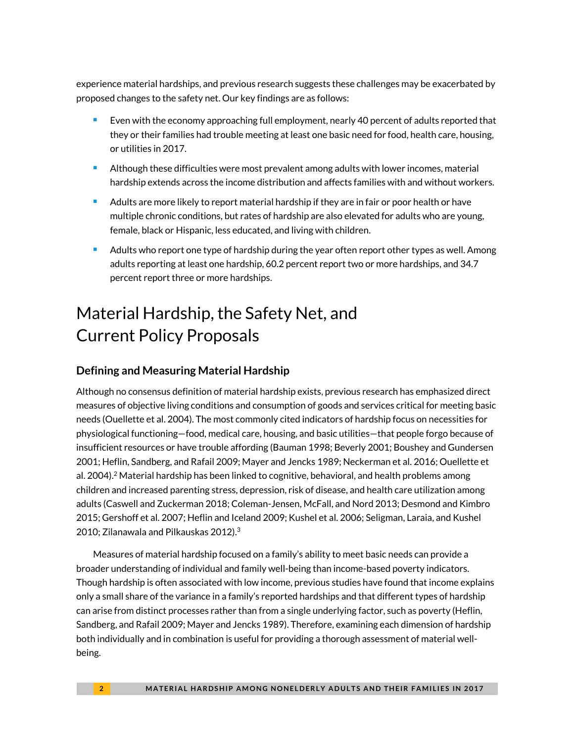experience material hardships, and previous research suggests these challenges may be exacerbated by proposed changes to the safety net. Our key findings are as follows:

- Even with the economy approaching full employment, nearly 40 percent of adults reported that they or their families had trouble meeting at least one basic need for food, health care, housing, or utilities in 2017.
- Although these difficulties were most prevalent among adults with lower incomes, material hardship extends across the income distribution and affects families with and without workers.
- Adults are more likely to report material hardship if they are in fair or poor health or have multiple chronic conditions, but rates of hardship are also elevated for adults who are young, female, black or Hispanic, less educated, and living with children.
- Adults who report one type of hardship during the year often report other types as well. Among adults reporting at least one hardship, 60.2 percent report two or more hardships, and 34.7 percent report three or more hardships.

# Material Hardship, the Safety Net, and Current Policy Proposals

## Defining and Measuring Material Hardship

Although no consensus definition of material hardship exists, previous research has emphasized direct measures of objective living conditions and consumption of goods and services critical for meeting basic needs (Ouellette et al. 2004). The most commonly cited indicators of hardship focus on necessities for physiological functioning—food, medical care, housing, and basic utilities—that people forgo because of insufficient resources or have trouble affording (Bauman 1998; Beverly 2001; Boushey and Gundersen 2001; Heflin, Sandberg, and Rafail 2009; Mayer and Jencks 1989; Neckerman et al. 2016; Ouellette et al. 2004).[2] Material hardship has been linked to cognitive, behavioral, and health problems among children and increased parenting stress, depression, risk of disease, and health care utilization among adults (Caswell and Zuckerman 2018; Coleman-Jensen, McFall, and Nord 2013; Desmond and Kimbro 2015; Gershoff et al. 2007; Heflin and Iceland 2009; Kushel et al. 2006; Seligman, Laraia, and Kushel 2010; Zilanawala and Pilkauskas 2012).[3]

Measures of material hardship focused on a family's ability to meet basic needs can provide a broader understanding of individual and family well-being than income-based poverty indicators. Though hardship is often associated with low income, previous studies have found that income explains only a small share of the variance in a family's reported hardships and that different types of hardship can arise from distinct processes rather than from a single underlying factor, such as poverty (Heflin, Sandberg, and Rafail 2009; Mayer and Jencks 1989). Therefore, examining each dimension of hardship both individually and in combination is useful for providing a thorough assessment of material well-being.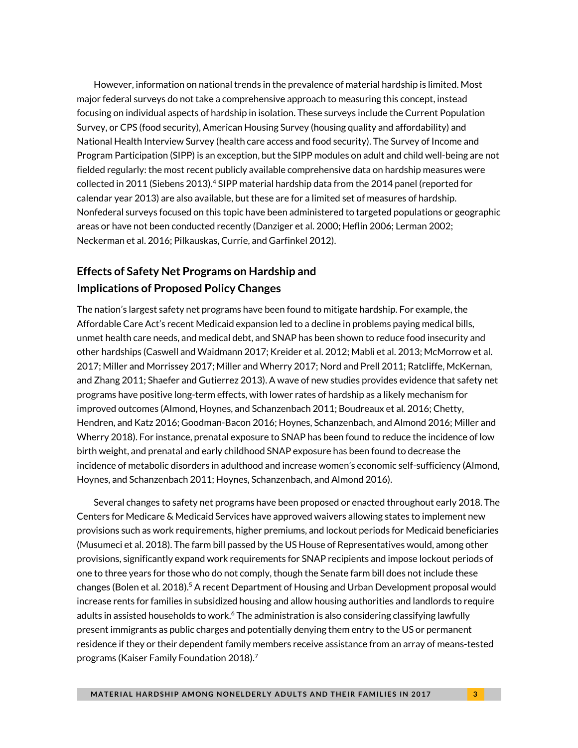However, information on national trends in the prevalence of material hardship is limited. Most major federal surveys do not take a comprehensive approach to measuring this concept, instead focusing on individual aspects of hardship in isolation. These surveys include the Current Population Survey, or CPS (food security), American Housing Survey (housing quality and affordability) and National Health Interview Survey (health care access and food security). The Survey of Income and Program Participation (SIPP) is an exception, but the SIPP modules on adult and child well-being are not fielded regularly: the most recent publicly available comprehensive data on hardship measures were collected in 2011 (Siebens 2013).[4] SIPP material hardship data from the 2014 panel (reported for calendar year 2013) are also available, but these are for a limited set of measures of hardship. Nonfederal surveys focused on this topic have been administered to targeted populations or geographic areas or have not been conducted recently (Danziger et al. 2000; Heflin 2006; Lerman 2002; Neckerman et al. 2016; Pilkauskas, Currie, and Garfinkel 2012).

## Effects of Safety Net Programs on Hardship and Implications of Proposed Policy Changes

The nation's largest safety net programs have been found to mitigate hardship. For example, the Affordable Care Act's recent Medicaid expansion led to a decline in problems paying medical bills, unmet health care needs, and medical debt, and SNAP has been shown to reduce food insecurity and other hardships (Caswell and Waidmann 2017; Kreider et al. 2012; Mabli et al. 2013; McMorrow et al. 2017; Miller and Morrissey 2017; Miller and Wherry 2017; Nord and Prell 2011; Ratcliffe, McKernan, and Zhang 2011; Shaefer and Gutierrez 2013). A wave of new studies provides evidence that safety net programs have positive long-term effects, with lower rates of hardship as a likely mechanism for improved outcomes (Almond, Hoynes, and Schanzenbach 2011; Boudreaux et al. 2016; Chetty, Hendren, and Katz 2016; Goodman-Bacon 2016; Hoynes, Schanzenbach, and Almond 2016; Miller and Wherry 2018). For instance, prenatal exposure to SNAP has been found to reduce the incidence of low birth weight, and prenatal and early childhood SNAP exposure has been found to decrease the incidence of metabolic disorders in adulthood and increase women's economic self-sufficiency (Almond, Hoynes, and Schanzenbach 2011; Hoynes, Schanzenbach, and Almond 2016).

Several changes to safety net programs have been proposed or enacted throughout early 2018. The Centers for Medicare & Medicaid Services have approved waivers allowing states to implement new provisions such as work requirements, higher premiums, and lockout periods for Medicaid beneficiaries (Musumeci et al. 2018). The farm bill passed by the US House of Representatives would, among other provisions, significantly expand work requirements for SNAP recipients and impose lockout periods of one to three years for those who do not comply, though the Senate farm bill does not include these changes (Bolen et al. 2018).[5] A recent Department of Housing and Urban Development proposal would increase rents for families in subsidized housing and allow housing authorities and landlords to require adults in assisted households to work.[6] The administration is also considering classifying lawfully present immigrants as public charges and potentially denying them entry to the US or permanent residence if they or their dependent family members receive assistance from an array of means-tested programs (Kaiser Family Foundation 2018).[7]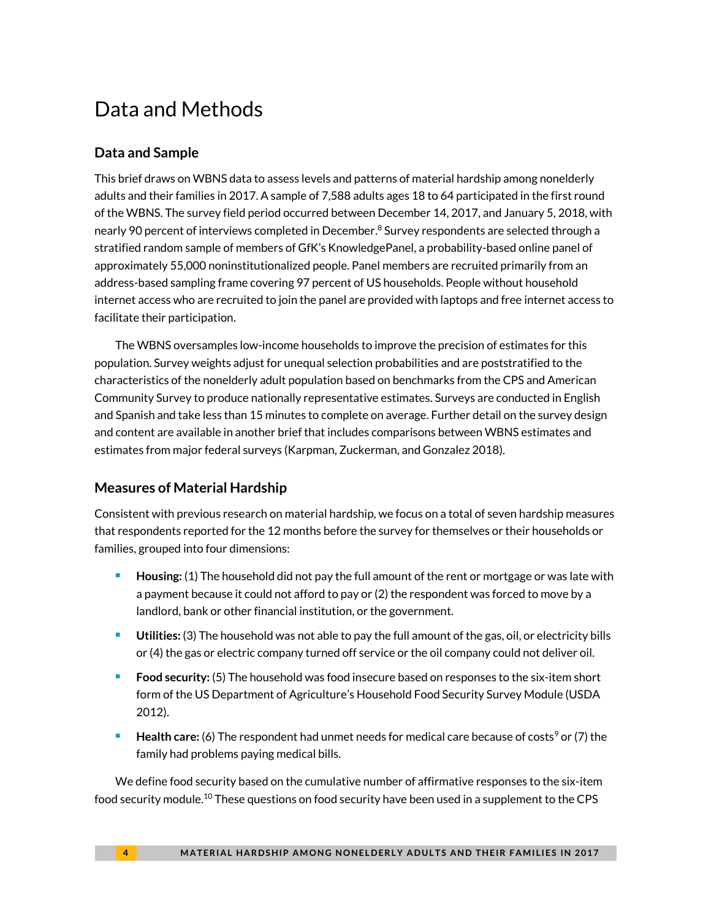# Data and Methods

## Data and Sample

This brief draws on WBNS data to assess levels and patterns of material hardship among nonelderly adults and their families in 2017. A sample of 7,588 adults ages 18 to 64 participated in the first round of the WBNS. The survey field period occurred between December 14, 2017, and January 5, 2018, with nearly 90 percent of interviews completed in December.[8] Survey respondents are selected through a stratified random sample of members of GfK's KnowledgePanel, a probability-based online panel of approximately 55,000 noninstitutionalized people. Panel members are recruited primarily from an address-based sampling frame covering 97 percent of US households. People without household internet access who are recruited to join the panel are provided with laptops and free internet access to facilitate their participation.

The WBNS oversamples low-income households to improve the precision of estimates for this population. Survey weights adjust for unequal selection probabilities and are poststratified to the characteristics of the nonelderly adult population based on benchmarks from the CPS and American Community Survey to produce nationally representative estimates. Surveys are conducted in English and Spanish and take less than 15 minutes to complete on average. Further detail on the survey design and content are available in another brief that includes comparisons between WBNS estimates and estimates from major federal surveys (Karpman, Zuckerman, and Gonzalez 2018).

## Measures of Material Hardship

Consistent with previous research on material hardship, we focus on a total of seven hardship measures that respondents reported for the 12 months before the survey for themselves or their households or families, grouped into four dimensions:

- **Housing:** (1) The household did not pay the full amount of the rent or mortgage or was late with a payment because it could not afford to pay or (2) the respondent was forced to move by a landlord, bank or other financial institution, or the government.
- **Utilities:** (3) The household was not able to pay the full amount of the gas, oil, or electricity bills or (4) the gas or electric company turned off service or the oil company could not deliver oil.
- **Food security:** (5) The household was food insecure based on responses to the six-item short form of the US Department of Agriculture's Household Food Security Survey Module (USDA 2012).
- **Health care:** (6) The respondent had unmet needs for medical care because of costs[9] or (7) the family had problems paying medical bills.

We define food security based on the cumulative number of affirmative responses to the six-item food security module.[10] These questions on food security have been used in a supplement to the CPS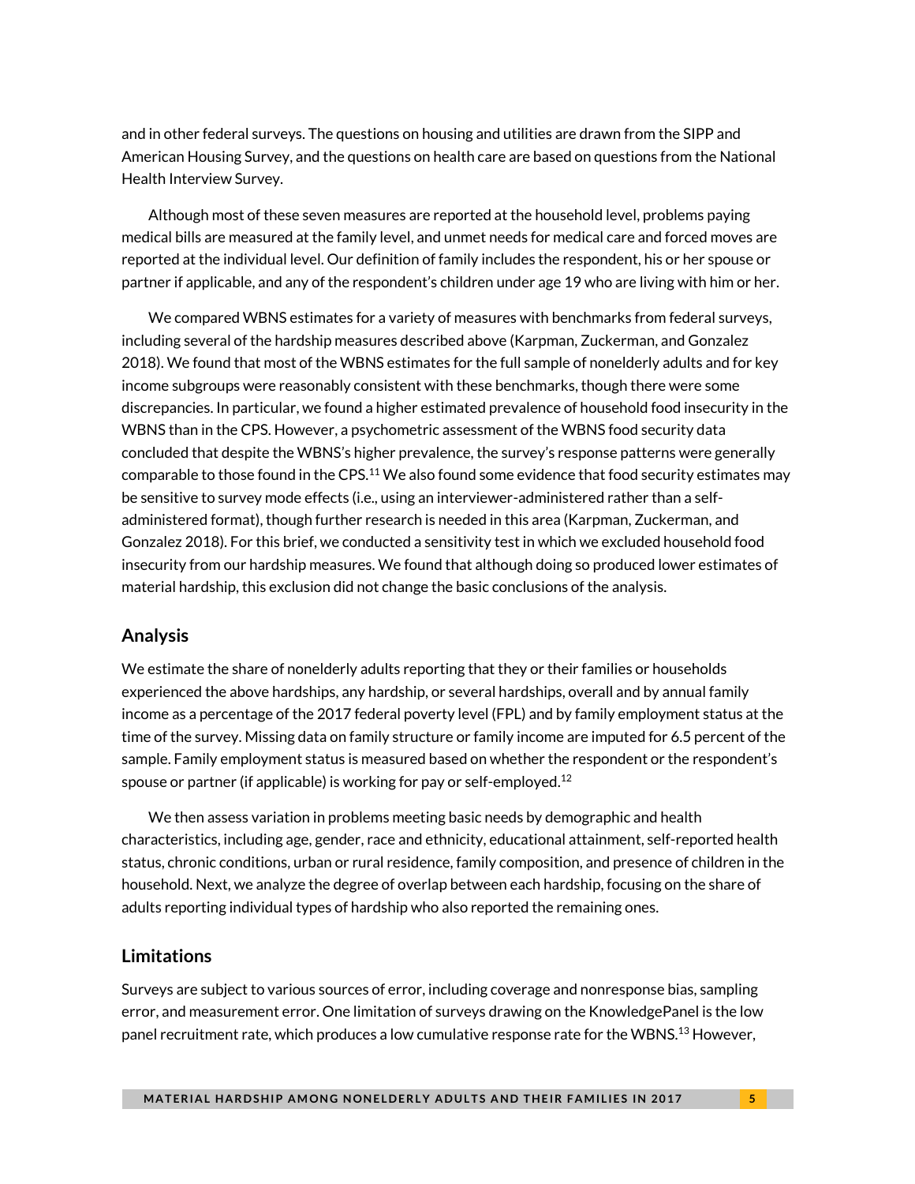and in other federal surveys. The questions on housing and utilities are drawn from the SIPP and American Housing Survey, and the questions on health care are based on questions from the National Health Interview Survey.

Although most of these seven measures are reported at the household level, problems paying medical bills are measured at the family level, and unmet needs for medical care and forced moves are reported at the individual level. Our definition of family includes the respondent, his or her spouse or partner if applicable, and any of the respondent's children under age 19 who are living with him or her.

We compared WBNS estimates for a variety of measures with benchmarks from federal surveys, including several of the hardship measures described above (Karpman, Zuckerman, and Gonzalez 2018). We found that most of the WBNS estimates for the full sample of nonelderly adults and for key income subgroups were reasonably consistent with these benchmarks, though there were some discrepancies. In particular, we found a higher estimated prevalence of household food insecurity in the WBNS than in the CPS. However, a psychometric assessment of the WBNS food security data concluded that despite the WBNS's higher prevalence, the survey's response patterns were generally comparable to those found in the CPS.[11] We also found some evidence that food security estimates may be sensitive to survey mode effects (i.e., using an interviewer-administered rather than a self-administered format), though further research is needed in this area (Karpman, Zuckerman, and Gonzalez 2018). For this brief, we conducted a sensitivity test in which we excluded household food insecurity from our hardship measures. We found that although doing so produced lower estimates of material hardship, this exclusion did not change the basic conclusions of the analysis.

## Analysis

We estimate the share of nonelderly adults reporting that they or their families or households experienced the above hardships, any hardship, or several hardships, overall and by annual family income as a percentage of the 2017 federal poverty level (FPL) and by family employment status at the time of the survey. Missing data on family structure or family income are imputed for 6.5 percent of the sample. Family employment status is measured based on whether the respondent or the respondent's spouse or partner (if applicable) is working for pay or self-employed.[12]

We then assess variation in problems meeting basic needs by demographic and health characteristics, including age, gender, race and ethnicity, educational attainment, self-reported health status, chronic conditions, urban or rural residence, family composition, and presence of children in the household. Next, we analyze the degree of overlap between each hardship, focusing on the share of adults reporting individual types of hardship who also reported the remaining ones.

## Limitations

Surveys are subject to various sources of error, including coverage and nonresponse bias, sampling error, and measurement error. One limitation of surveys drawing on the KnowledgePanel is the low panel recruitment rate, which produces a low cumulative response rate for the WBNS.[13] However,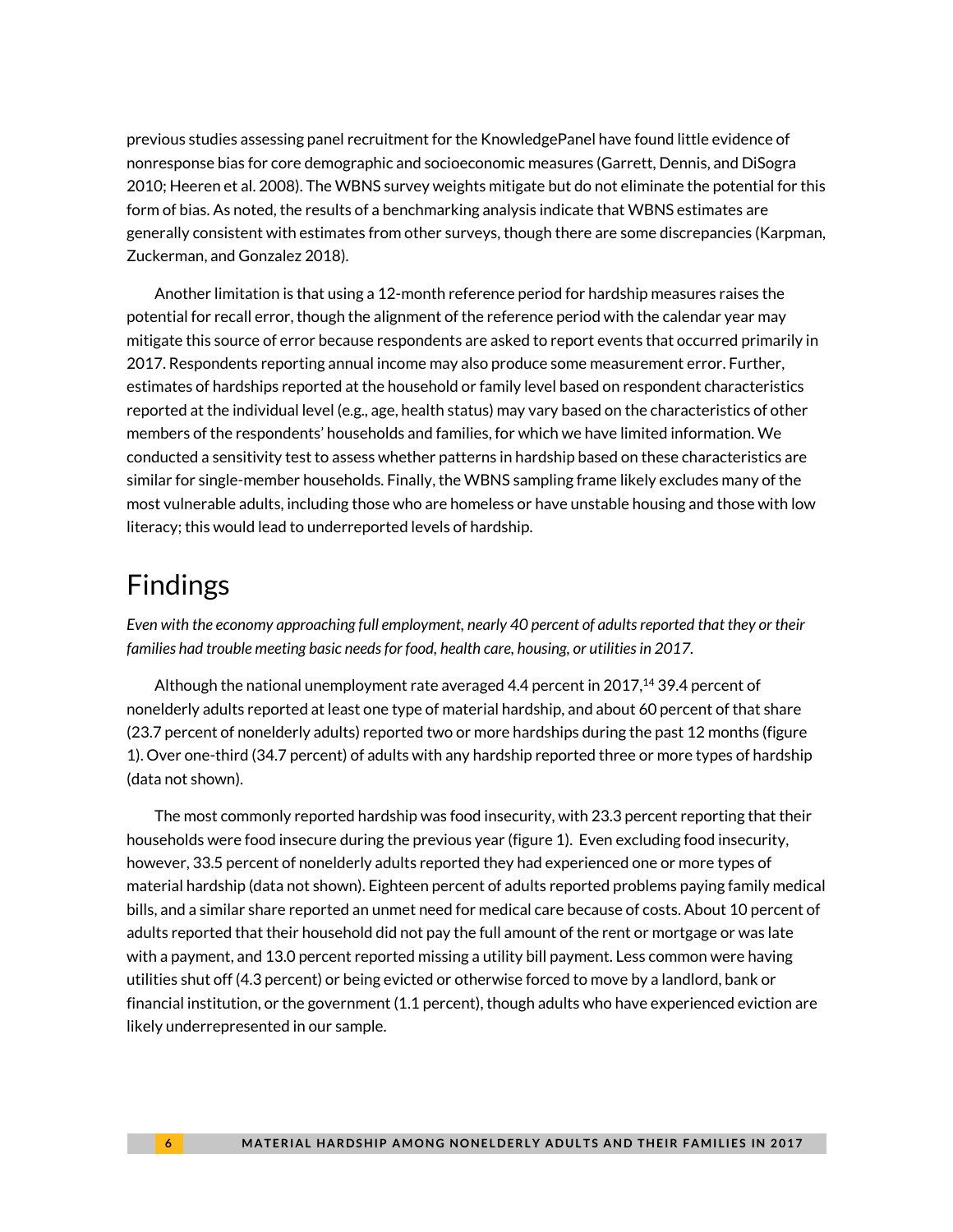previous studies assessing panel recruitment for the KnowledgePanel have found little evidence of nonresponse bias for core demographic and socioeconomic measures (Garrett, Dennis, and DiSogra 2010; Heeren et al. 2008). The WBNS survey weights mitigate but do not eliminate the potential for this form of bias. As noted, the results of a benchmarking analysis indicate that WBNS estimates are generally consistent with estimates from other surveys, though there are some discrepancies (Karpman, Zuckerman, and Gonzalez 2018).

Another limitation is that using a 12-month reference period for hardship measures raises the potential for recall error, though the alignment of the reference period with the calendar year may mitigate this source of error because respondents are asked to report events that occurred primarily in 2017. Respondents reporting annual income may also produce some measurement error. Further, estimates of hardships reported at the household or family level based on respondent characteristics reported at the individual level (e.g., age, health status) may vary based on the characteristics of other members of the respondents' households and families, for which we have limited information. We conducted a sensitivity test to assess whether patterns in hardship based on these characteristics are similar for single-member households. Finally, the WBNS sampling frame likely excludes many of the most vulnerable adults, including those who are homeless or have unstable housing and those with low literacy; this would lead to underreported levels of hardship.

# Findings

*Even with the economy approaching full employment, nearly 40 percent of adults reported that they or their families had trouble meeting basic needs for food, health care, housing, or utilities in 2017.*

Although the national unemployment rate averaged 4.4 percent in 2017,[14] 39.4 percent of nonelderly adults reported at least one type of material hardship, and about 60 percent of that share (23.7 percent of nonelderly adults) reported two or more hardships during the past 12 months (figure 1). Over one-third (34.7 percent) of adults with any hardship reported three or more types of hardship (data not shown).

The most commonly reported hardship was food insecurity, with 23.3 percent reporting that their households were food insecure during the previous year (figure 1). Even excluding food insecurity, however, 33.5 percent of nonelderly adults reported they had experienced one or more types of material hardship (data not shown). Eighteen percent of adults reported problems paying family medical bills, and a similar share reported an unmet need for medical care because of costs. About 10 percent of adults reported that their household did not pay the full amount of the rent or mortgage or was late with a payment, and 13.0 percent reported missing a utility bill payment. Less common were having utilities shut off (4.3 percent) or being evicted or otherwise forced to move by a landlord, bank or financial institution, or the government (1.1 percent), though adults who have experienced eviction are likely underrepresented in our sample.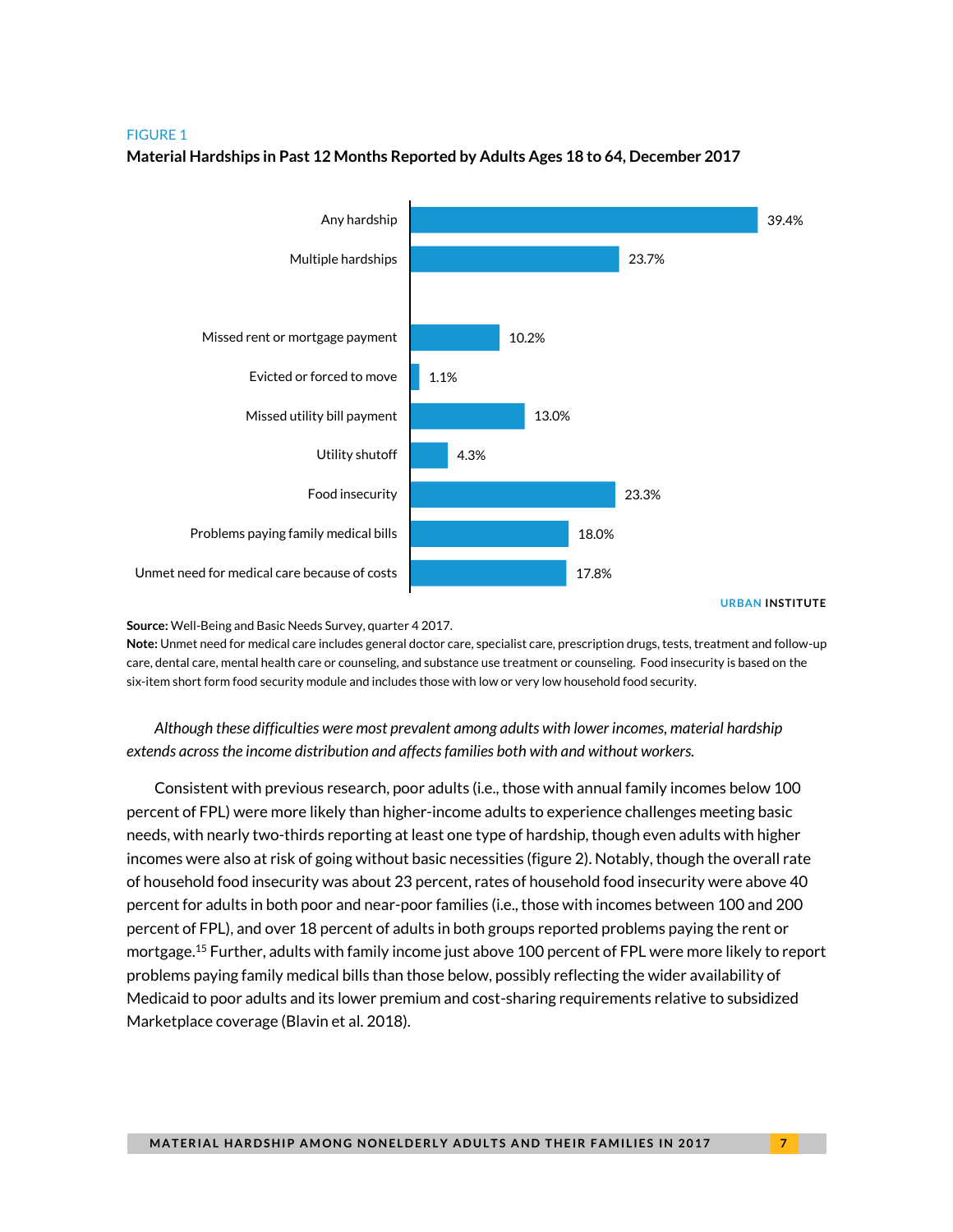FIGURE 1

**Material Hardships in Past 12 Months Reported by Adults Ages 18 to 64, December 2017**

| Hardship | Percent |
|---|---|
| Any hardship | 39.4% |
| Multiple hardships | 23.7% |
| Missed rent or mortgage payment | 10.2% |
| Evicted or forced to move | 1.1% |
| Missed utility bill payment | 13.0% |
| Utility shutoff | 4.3% |
| Food insecurity | 23.3% |
| Problems paying family medical bills | 18.0% |
| Unmet need for medical care because of costs | 17.8% |

URBAN INSTITUTE

**Source:** Well-Being and Basic Needs Survey, quarter 4 2017.
**Note:** Unmet need for medical care includes general doctor care, specialist care, prescription drugs, tests, treatment and follow-up care, dental care, mental health care or counseling, and substance use treatment or counseling. Food insecurity is based on the six-item short form food security module and includes those with low or very low household food security.

*Although these difficulties were most prevalent among adults with lower incomes, material hardship extends across the income distribution and affects families both with and without workers.*

Consistent with previous research, poor adults (i.e., those with annual family incomes below 100 percent of FPL) were more likely than higher-income adults to experience challenges meeting basic needs, with nearly two-thirds reporting at least one type of hardship, though even adults with higher incomes were also at risk of going without basic necessities (figure 2). Notably, though the overall rate of household food insecurity was about 23 percent, rates of household food insecurity were above 40 percent for adults in both poor and near-poor families (i.e., those with incomes between 100 and 200 percent of FPL), and over 18 percent of adults in both groups reported problems paying the rent or mortgage.[15] Further, adults with family income just above 100 percent of FPL were more likely to report problems paying family medical bills than those below, possibly reflecting the wider availability of Medicaid to poor adults and its lower premium and cost-sharing requirements relative to subsidized Marketplace coverage (Blavin et al. 2018).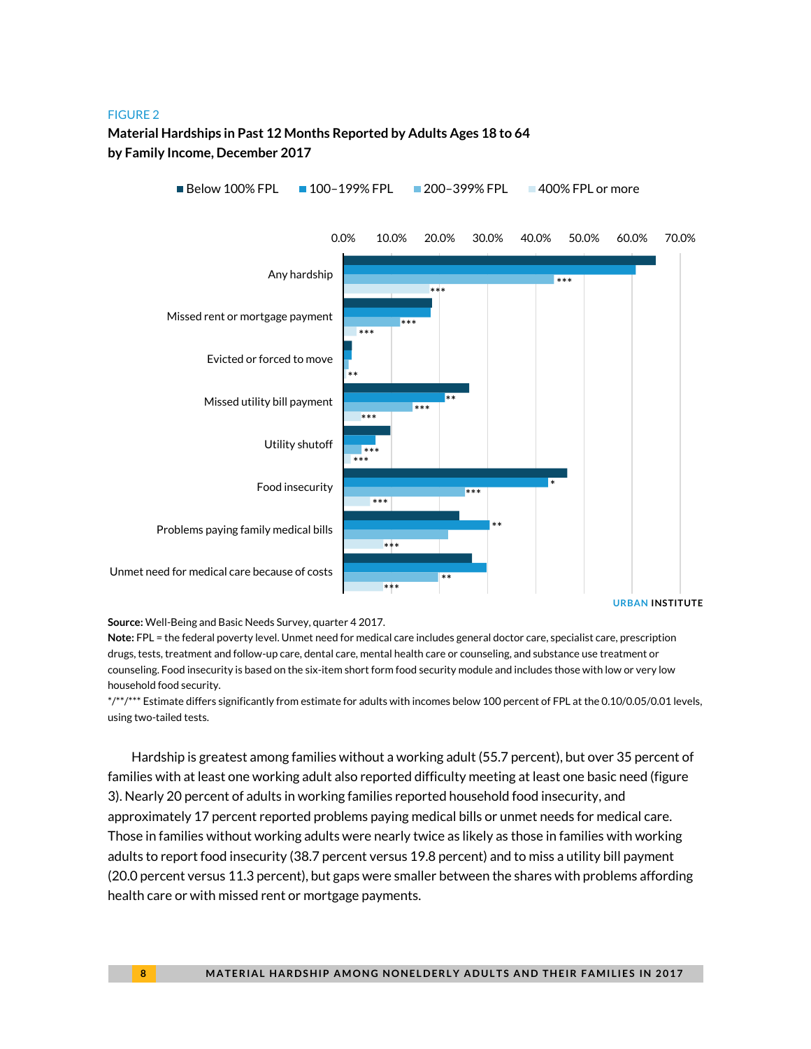FIGURE 2

**Material Hardships in Past 12 Months Reported by Adults Ages 18 to 64 by Family Income, December 2017**

■ Below 100% FPL ■ 100–199% FPL ■ 200–399% FPL ■ 400% FPL or more

0.0% 10.0% 20.0% 30.0% 40.0% 50.0% 60.0% 70.0%

Any hardship ***  ***

Missed rent or mortgage payment ***  ***

Evicted or forced to move **

Missed utility bill payment **  ***  ***

Utility shutoff ***  ***

Food insecurity *  ***  ***

Problems paying family medical bills **  ***

Unmet need for medical care because of costs **  ***

URBAN INSTITUTE

**Source:** Well-Being and Basic Needs Survey, quarter 4 2017.

**Note:** FPL = the federal poverty level. Unmet need for medical care includes general doctor care, specialist care, prescription drugs, tests, treatment and follow-up care, dental care, mental health care or counseling, and substance use treatment or counseling. Food insecurity is based on the six-item short form food security module and includes those with low or very low household food security.

*/**/*** Estimate differs significantly from estimate for adults with incomes below 100 percent of FPL at the 0.10/0.05/0.01 levels, using two-tailed tests.

Hardship is greatest among families without a working adult (55.7 percent), but over 35 percent of families with at least one working adult also reported difficulty meeting at least one basic need (figure 3). Nearly 20 percent of adults in working families reported household food insecurity, and approximately 17 percent reported problems paying medical bills or unmet needs for medical care. Those in families without working adults were nearly twice as likely as those in families with working adults to report food insecurity (38.7 percent versus 19.8 percent) and to miss a utility bill payment (20.0 percent versus 11.3 percent), but gaps were smaller between the shares with problems affording health care or with missed rent or mortgage payments.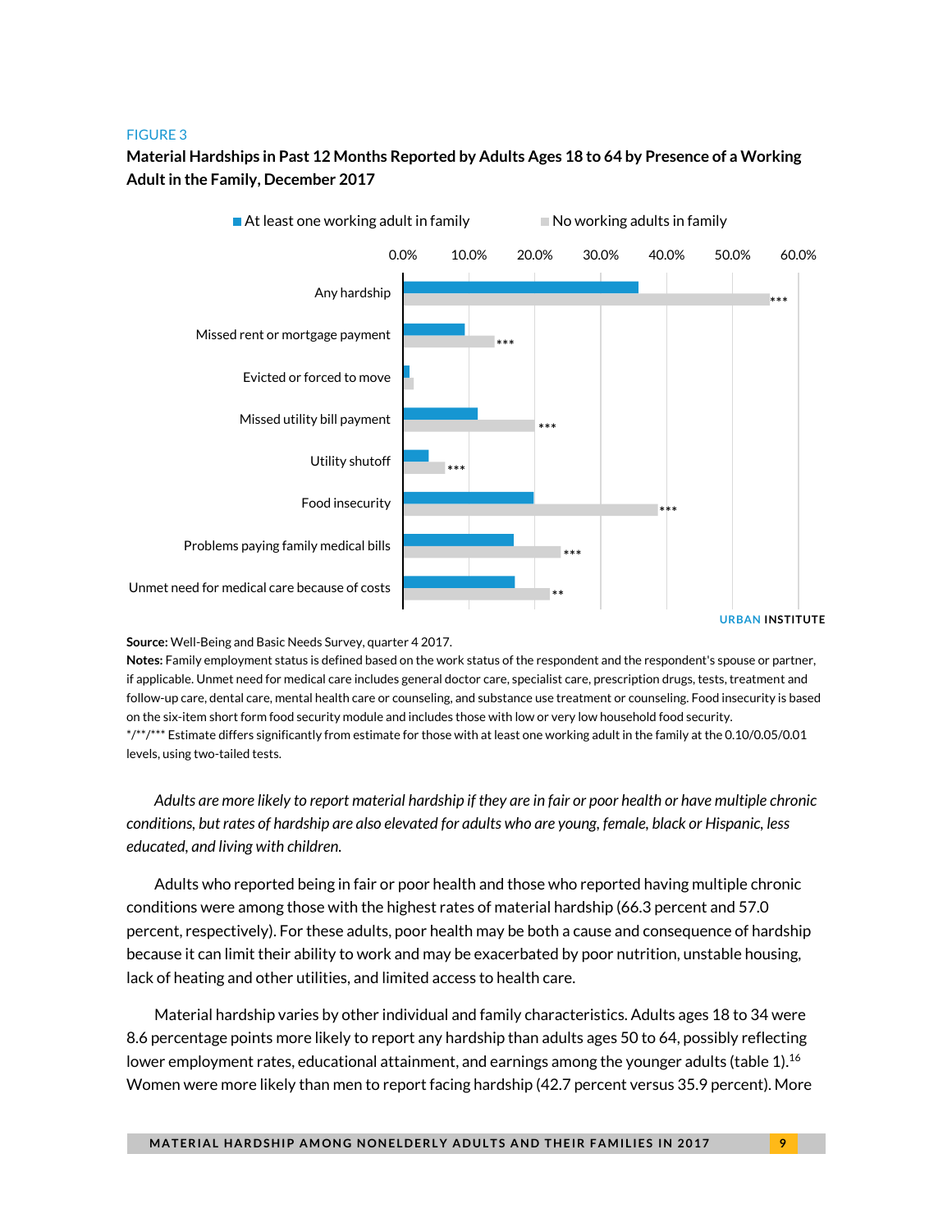FIGURE 3

**Material Hardships in Past 12 Months Reported by Adults Ages 18 to 64 by Presence of a Working Adult in the Family, December 2017**

**Source:** Well-Being and Basic Needs Survey, quarter 4 2017.

**Notes:** Family employment status is defined based on the work status of the respondent and the respondent's spouse or partner, if applicable. Unmet need for medical care includes general doctor care, specialist care, prescription drugs, tests, treatment and follow-up care, dental care, mental health care or counseling, and substance use treatment or counseling. Food insecurity is based on the six-item short form food security module and includes those with low or very low household food security.

*/**/*** Estimate differs significantly from estimate for those with at least one working adult in the family at the 0.10/0.05/0.01 levels, using two-tailed tests.

*Adults are more likely to report material hardship if they are in fair or poor health or have multiple chronic conditions, but rates of hardship are also elevated for adults who are young, female, black or Hispanic, less educated, and living with children.*

Adults who reported being in fair or poor health and those who reported having multiple chronic conditions were among those with the highest rates of material hardship (66.3 percent and 57.0 percent, respectively). For these adults, poor health may be both a cause and consequence of hardship because it can limit their ability to work and may be exacerbated by poor nutrition, unstable housing, lack of heating and other utilities, and limited access to health care.

Material hardship varies by other individual and family characteristics. Adults ages 18 to 34 were 8.6 percentage points more likely to report any hardship than adults ages 50 to 64, possibly reflecting lower employment rates, educational attainment, and earnings among the younger adults (table 1).[16] Women were more likely than men to report facing hardship (42.7 percent versus 35.9 percent). More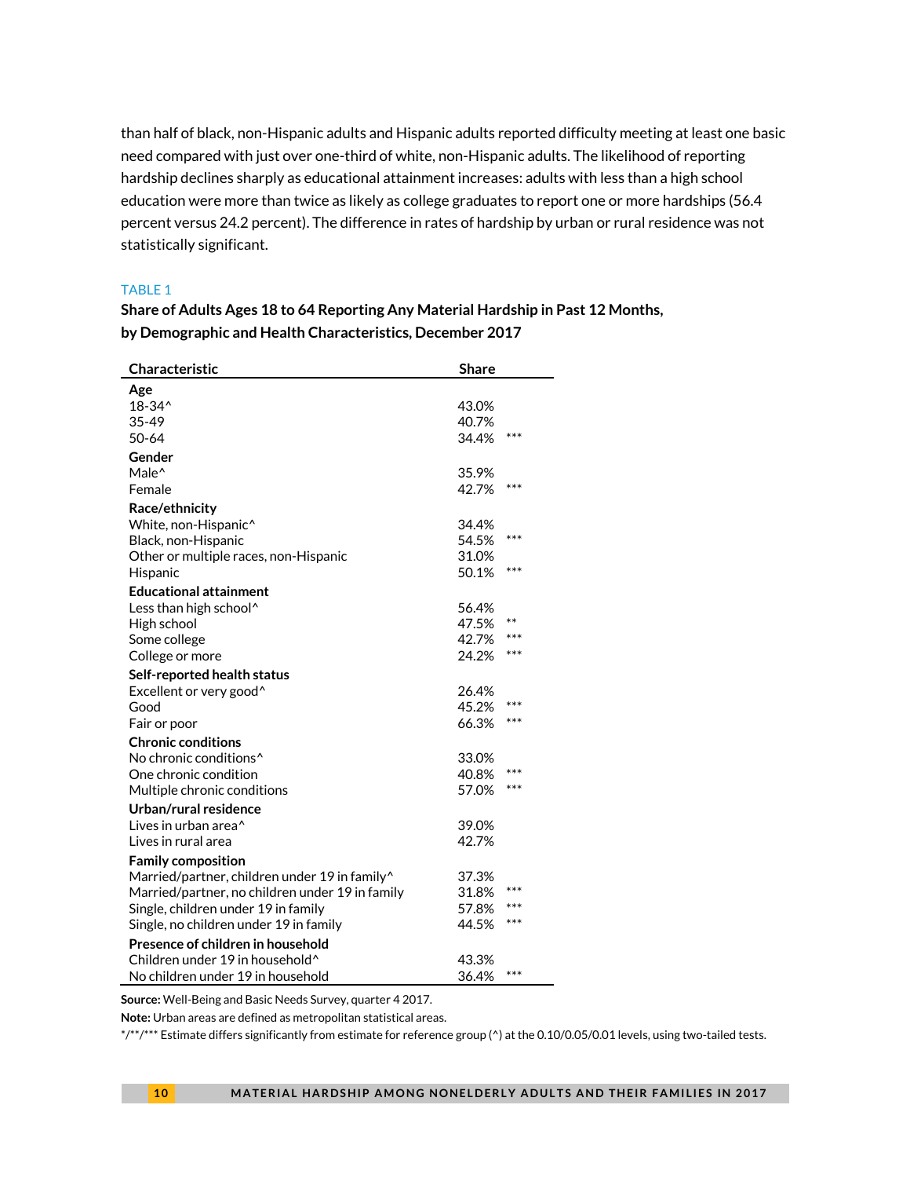than half of black, non-Hispanic adults and Hispanic adults reported difficulty meeting at least one basic need compared with just over one-third of white, non-Hispanic adults. The likelihood of reporting hardship declines sharply as educational attainment increases: adults with less than a high school education were more than twice as likely as college graduates to report one or more hardships (56.4 percent versus 24.2 percent). The difference in rates of hardship by urban or rural residence was not statistically significant.

TABLE 1

**Share of Adults Ages 18 to 64 Reporting Any Material Hardship in Past 12 Months, by Demographic and Health Characteristics, December 2017**

| Characteristic | Share | |
|---|---|---|
| **Age** | | |
| 18-34^ | 43.0% | |
| 35-49 | 40.7% | |
| 50-64 | 34.4% | *** |
| **Gender** | | |
| Male^ | 35.9% | |
| Female | 42.7% | *** |
| **Race/ethnicity** | | |
| White, non-Hispanic^ | 34.4% | |
| Black, non-Hispanic | 54.5% | *** |
| Other or multiple races, non-Hispanic | 31.0% | |
| Hispanic | 50.1% | *** |
| **Educational attainment** | | |
| Less than high school^ | 56.4% | |
| High school | 47.5% | ** |
| Some college | 42.7% | *** |
| College or more | 24.2% | *** |
| **Self-reported health status** | | |
| Excellent or very good^ | 26.4% | |
| Good | 45.2% | *** |
| Fair or poor | 66.3% | *** |
| **Chronic conditions** | | |
| No chronic conditions^ | 33.0% | |
| One chronic condition | 40.8% | *** |
| Multiple chronic conditions | 57.0% | *** |
| **Urban/rural residence** | | |
| Lives in urban area^ | 39.0% | |
| Lives in rural area | 42.7% | |
| **Family composition** | | |
| Married/partner, children under 19 in family^ | 37.3% | |
| Married/partner, no children under 19 in family | 31.8% | *** |
| Single, children under 19 in family | 57.8% | *** |
| Single, no children under 19 in family | 44.5% | *** |
| **Presence of children in household** | | |
| Children under 19 in household^ | 43.3% | |
| No children under 19 in household | 36.4% | *** |

**Source:** Well-Being and Basic Needs Survey, quarter 4 2017.

**Note:** Urban areas are defined as metropolitan statistical areas.

*/**/*** Estimate differs significantly from estimate for reference group (^) at the 0.10/0.05/0.01 levels, using two-tailed tests.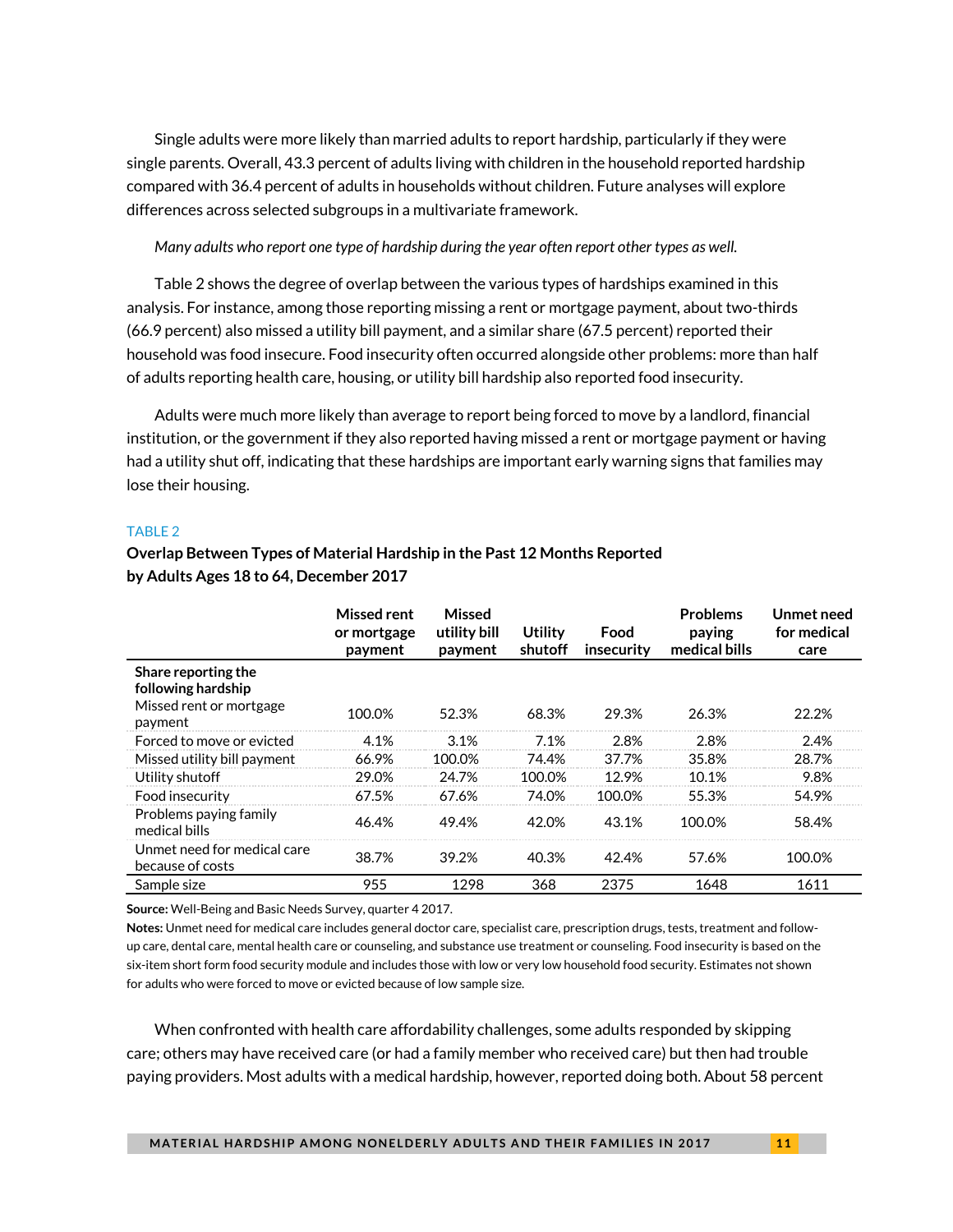Single adults were more likely than married adults to report hardship, particularly if they were single parents. Overall, 43.3 percent of adults living with children in the household reported hardship compared with 36.4 percent of adults in households without children. Future analyses will explore differences across selected subgroups in a multivariate framework.

*Many adults who report one type of hardship during the year often report other types as well.*

Table 2 shows the degree of overlap between the various types of hardships examined in this analysis. For instance, among those reporting missing a rent or mortgage payment, about two-thirds (66.9 percent) also missed a utility bill payment, and a similar share (67.5 percent) reported their household was food insecure. Food insecurity often occurred alongside other problems: more than half of adults reporting health care, housing, or utility bill hardship also reported food insecurity.

Adults were much more likely than average to report being forced to move by a landlord, financial institution, or the government if they also reported having missed a rent or mortgage payment or having had a utility shut off, indicating that these hardships are important early warning signs that families may lose their housing.

TABLE 2

**Overlap Between Types of Material Hardship in the Past 12 Months Reported by Adults Ages 18 to 64, December 2017**

| | Missed rent or mortgage payment | Missed utility bill payment | Utility shutoff | Food insecurity | Problems paying medical bills | Unmet need for medical care |
|---|---|---|---|---|---|---|
| **Share reporting the following hardship** | | | | | | |
| Missed rent or mortgage payment | 100.0% | 52.3% | 68.3% | 29.3% | 26.3% | 22.2% |
| Forced to move or evicted | 4.1% | 3.1% | 7.1% | 2.8% | 2.8% | 2.4% |
| Missed utility bill payment | 66.9% | 100.0% | 74.4% | 37.7% | 35.8% | 28.7% |
| Utility shutoff | 29.0% | 24.7% | 100.0% | 12.9% | 10.1% | 9.8% |
| Food insecurity | 67.5% | 67.6% | 74.0% | 100.0% | 55.3% | 54.9% |
| Problems paying family medical bills | 46.4% | 49.4% | 42.0% | 43.1% | 100.0% | 58.4% |
| Unmet need for medical care because of costs | 38.7% | 39.2% | 40.3% | 42.4% | 57.6% | 100.0% |
| Sample size | 955 | 1298 | 368 | 2375 | 1648 | 1611 |

**Source:** Well-Being and Basic Needs Survey, quarter 4 2017.

**Notes:** Unmet need for medical care includes general doctor care, specialist care, prescription drugs, tests, treatment and follow-up care, dental care, mental health care or counseling, and substance use treatment or counseling. Food insecurity is based on the six-item short form food security module and includes those with low or very low household food security. Estimates not shown for adults who were forced to move or evicted because of low sample size.

When confronted with health care affordability challenges, some adults responded by skipping care; others may have received care (or had a family member who received care) but then had trouble paying providers. Most adults with a medical hardship, however, reported doing both. About 58 percent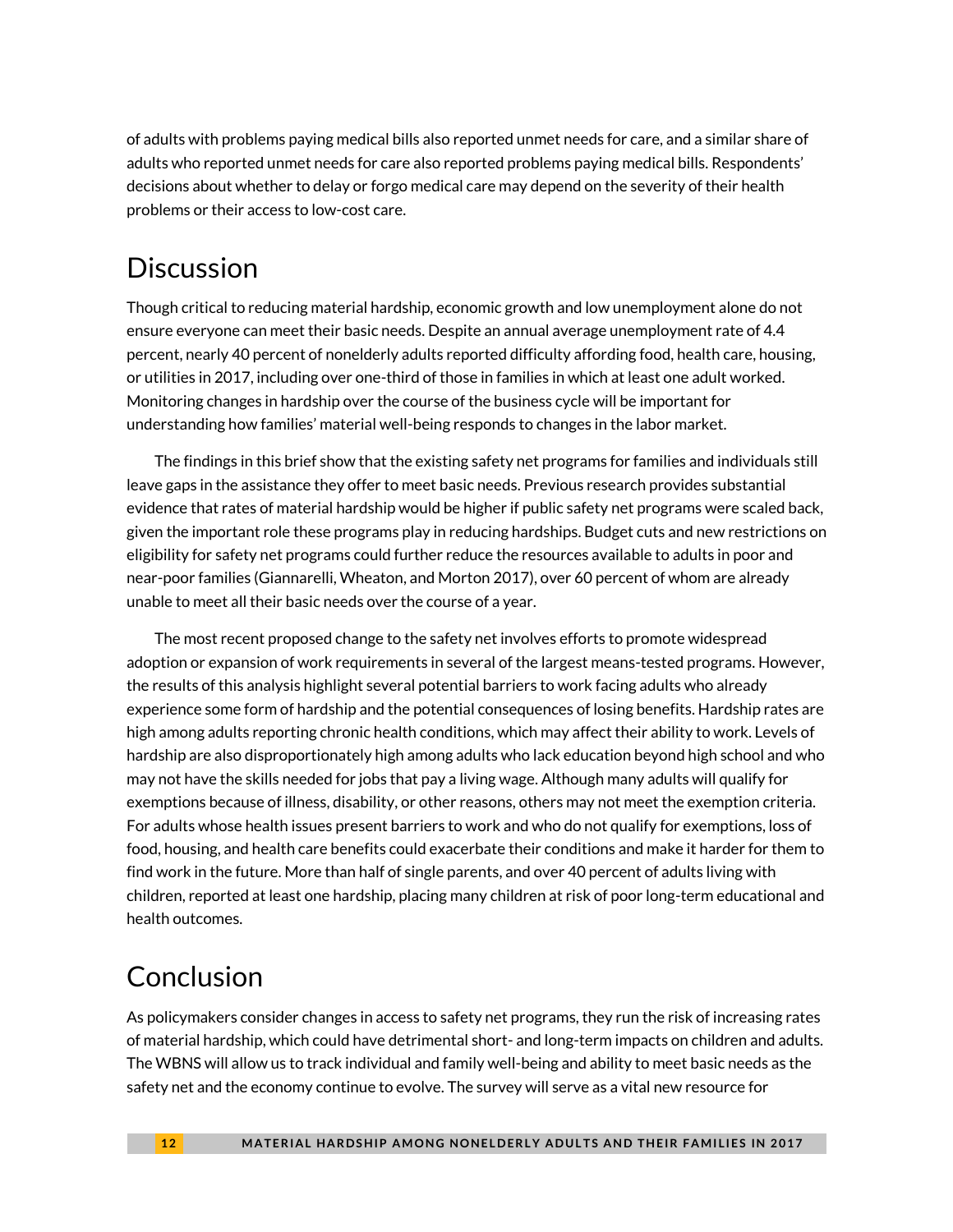of adults with problems paying medical bills also reported unmet needs for care, and a similar share of adults who reported unmet needs for care also reported problems paying medical bills. Respondents' decisions about whether to delay or forgo medical care may depend on the severity of their health problems or their access to low-cost care.

## Discussion

Though critical to reducing material hardship, economic growth and low unemployment alone do not ensure everyone can meet their basic needs. Despite an annual average unemployment rate of 4.4 percent, nearly 40 percent of nonelderly adults reported difficulty affording food, health care, housing, or utilities in 2017, including over one-third of those in families in which at least one adult worked. Monitoring changes in hardship over the course of the business cycle will be important for understanding how families' material well-being responds to changes in the labor market.

The findings in this brief show that the existing safety net programs for families and individuals still leave gaps in the assistance they offer to meet basic needs. Previous research provides substantial evidence that rates of material hardship would be higher if public safety net programs were scaled back, given the important role these programs play in reducing hardships. Budget cuts and new restrictions on eligibility for safety net programs could further reduce the resources available to adults in poor and near-poor families (Giannarelli, Wheaton, and Morton 2017), over 60 percent of whom are already unable to meet all their basic needs over the course of a year.

The most recent proposed change to the safety net involves efforts to promote widespread adoption or expansion of work requirements in several of the largest means-tested programs. However, the results of this analysis highlight several potential barriers to work facing adults who already experience some form of hardship and the potential consequences of losing benefits. Hardship rates are high among adults reporting chronic health conditions, which may affect their ability to work. Levels of hardship are also disproportionately high among adults who lack education beyond high school and who may not have the skills needed for jobs that pay a living wage. Although many adults will qualify for exemptions because of illness, disability, or other reasons, others may not meet the exemption criteria. For adults whose health issues present barriers to work and who do not qualify for exemptions, loss of food, housing, and health care benefits could exacerbate their conditions and make it harder for them to find work in the future. More than half of single parents, and over 40 percent of adults living with children, reported at least one hardship, placing many children at risk of poor long-term educational and health outcomes.

## Conclusion

As policymakers consider changes in access to safety net programs, they run the risk of increasing rates of material hardship, which could have detrimental short- and long-term impacts on children and adults. The WBNS will allow us to track individual and family well-being and ability to meet basic needs as the safety net and the economy continue to evolve. The survey will serve as a vital new resource for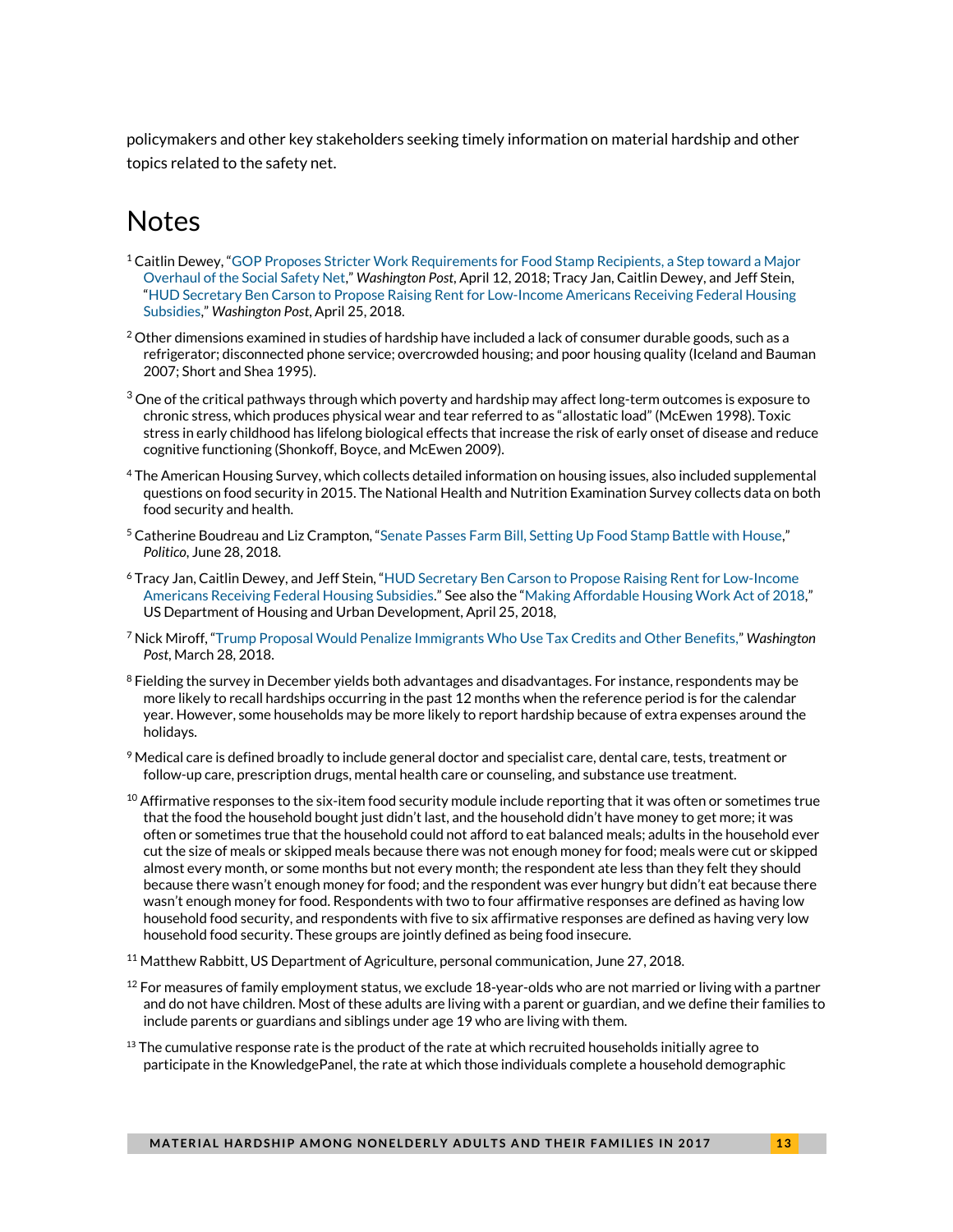policymakers and other key stakeholders seeking timely information on material hardship and other topics related to the safety net.

# Notes

[1] Caitlin Dewey, "GOP Proposes Stricter Work Requirements for Food Stamp Recipients, a Step toward a Major Overhaul of the Social Safety Net," *Washington Post*, April 12, 2018; Tracy Jan, Caitlin Dewey, and Jeff Stein, "HUD Secretary Ben Carson to Propose Raising Rent for Low-Income Americans Receiving Federal Housing Subsidies," *Washington Post*, April 25, 2018.

[2] Other dimensions examined in studies of hardship have included a lack of consumer durable goods, such as a refrigerator; disconnected phone service; overcrowded housing; and poor housing quality (Iceland and Bauman 2007; Short and Shea 1995).

[3] One of the critical pathways through which poverty and hardship may affect long-term outcomes is exposure to chronic stress, which produces physical wear and tear referred to as "allostatic load" (McEwen 1998). Toxic stress in early childhood has lifelong biological effects that increase the risk of early onset of disease and reduce cognitive functioning (Shonkoff, Boyce, and McEwen 2009).

[4] The American Housing Survey, which collects detailed information on housing issues, also included supplemental questions on food security in 2015. The National Health and Nutrition Examination Survey collects data on both food security and health.

[5] Catherine Boudreau and Liz Crampton, "Senate Passes Farm Bill, Setting Up Food Stamp Battle with House," *Politico*, June 28, 2018.

[6] Tracy Jan, Caitlin Dewey, and Jeff Stein, "HUD Secretary Ben Carson to Propose Raising Rent for Low-Income Americans Receiving Federal Housing Subsidies." See also the "Making Affordable Housing Work Act of 2018," US Department of Housing and Urban Development, April 25, 2018,

[7] Nick Miroff, "Trump Proposal Would Penalize Immigrants Who Use Tax Credits and Other Benefits," *Washington Post*, March 28, 2018.

[8] Fielding the survey in December yields both advantages and disadvantages. For instance, respondents may be more likely to recall hardships occurring in the past 12 months when the reference period is for the calendar year. However, some households may be more likely to report hardship because of extra expenses around the holidays.

[9] Medical care is defined broadly to include general doctor and specialist care, dental care, tests, treatment or follow-up care, prescription drugs, mental health care or counseling, and substance use treatment.

[10] Affirmative responses to the six-item food security module include reporting that it was often or sometimes true that the food the household bought just didn't last, and the household didn't have money to get more; it was often or sometimes true that the household could not afford to eat balanced meals; adults in the household ever cut the size of meals or skipped meals because there was not enough money for food; meals were cut or skipped almost every month, or some months but not every month; the respondent ate less than they felt they should because there wasn't enough money for food; and the respondent was ever hungry but didn't eat because there wasn't enough money for food. Respondents with two to four affirmative responses are defined as having low household food security, and respondents with five to six affirmative responses are defined as having very low household food security. These groups are jointly defined as being food insecure.

[11] Matthew Rabbitt, US Department of Agriculture, personal communication, June 27, 2018.

[12] For measures of family employment status, we exclude 18-year-olds who are not married or living with a partner and do not have children. Most of these adults are living with a parent or guardian, and we define their families to include parents or guardians and siblings under age 19 who are living with them.

[13] The cumulative response rate is the product of the rate at which recruited households initially agree to participate in the KnowledgePanel, the rate at which those individuals complete a household demographic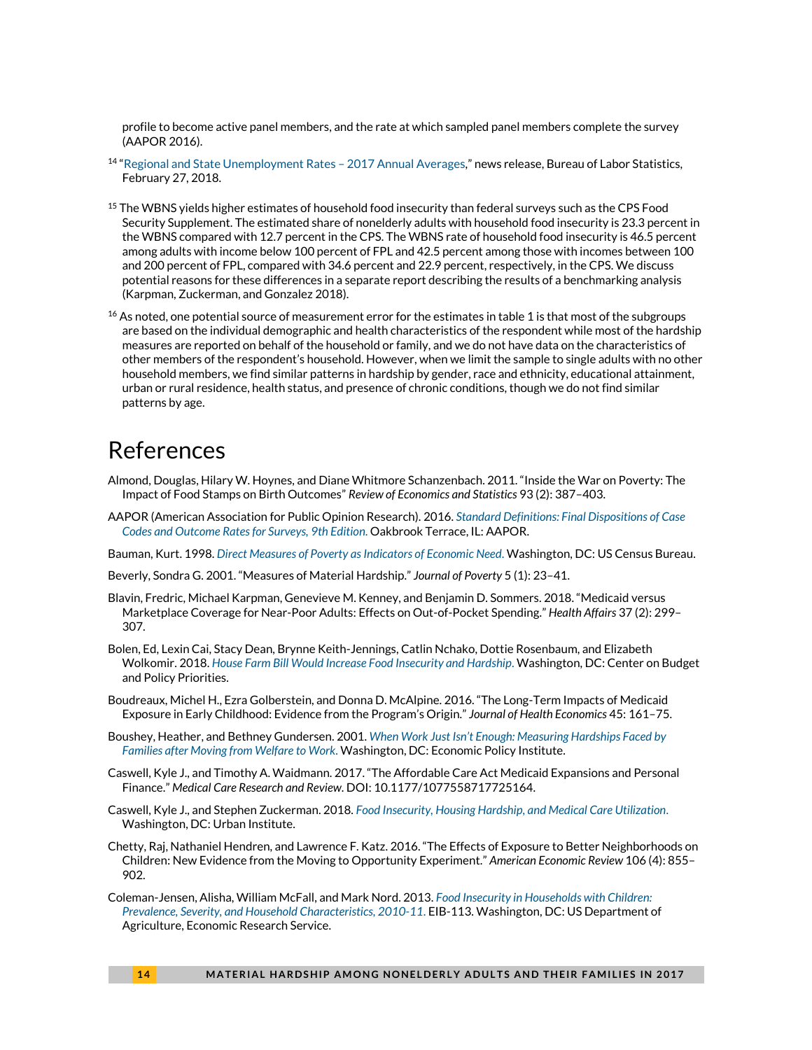profile to become active panel members, and the rate at which sampled panel members complete the survey (AAPOR 2016).

[14] "Regional and State Unemployment Rates – 2017 Annual Averages," news release, Bureau of Labor Statistics, February 27, 2018.

[15] The WBNS yields higher estimates of household food insecurity than federal surveys such as the CPS Food Security Supplement. The estimated share of nonelderly adults with household food insecurity is 23.3 percent in the WBNS compared with 12.7 percent in the CPS. The WBNS rate of household food insecurity is 46.5 percent among adults with income below 100 percent of FPL and 42.5 percent among those with incomes between 100 and 200 percent of FPL, compared with 34.6 percent and 22.9 percent, respectively, in the CPS. We discuss potential reasons for these differences in a separate report describing the results of a benchmarking analysis (Karpman, Zuckerman, and Gonzalez 2018).

[16] As noted, one potential source of measurement error for the estimates in table 1 is that most of the subgroups are based on the individual demographic and health characteristics of the respondent while most of the hardship measures are reported on behalf of the household or family, and we do not have data on the characteristics of other members of the respondent's household. However, when we limit the sample to single adults with no other household members, we find similar patterns in hardship by gender, race and ethnicity, educational attainment, urban or rural residence, health status, and presence of chronic conditions, though we do not find similar patterns by age.

# References

Almond, Douglas, Hilary W. Hoynes, and Diane Whitmore Schanzenbach. 2011. "Inside the War on Poverty: The Impact of Food Stamps on Birth Outcomes" *Review of Economics and Statistics* 93 (2): 387–403.

AAPOR (American Association for Public Opinion Research). 2016. *Standard Definitions: Final Dispositions of Case Codes and Outcome Rates for Surveys, 9th Edition.* Oakbrook Terrace, IL: AAPOR.

Bauman, Kurt. 1998. *Direct Measures of Poverty as Indicators of Economic Need.* Washington, DC: US Census Bureau.

Beverly, Sondra G. 2001. "Measures of Material Hardship." *Journal of Poverty* 5 (1): 23–41.

Blavin, Fredric, Michael Karpman, Genevieve M. Kenney, and Benjamin D. Sommers. 2018. "Medicaid versus Marketplace Coverage for Near-Poor Adults: Effects on Out-of-Pocket Spending." *Health Affairs* 37 (2): 299–307.

Bolen, Ed, Lexin Cai, Stacy Dean, Brynne Keith-Jennings, Catlin Nchako, Dottie Rosenbaum, and Elizabeth Wolkomir. 2018. *House Farm Bill Would Increase Food Insecurity and Hardship.* Washington, DC: Center on Budget and Policy Priorities.

Boudreaux, Michel H., Ezra Golberstein, and Donna D. McAlpine. 2016. "The Long-Term Impacts of Medicaid Exposure in Early Childhood: Evidence from the Program's Origin." *Journal of Health Economics* 45: 161–75.

Boushey, Heather, and Bethney Gundersen. 2001. *When Work Just Isn't Enough: Measuring Hardships Faced by Families after Moving from Welfare to Work.* Washington, DC: Economic Policy Institute.

Caswell, Kyle J., and Timothy A. Waidmann. 2017. "The Affordable Care Act Medicaid Expansions and Personal Finance." *Medical Care Research and Review*. DOI: 10.1177/1077558717725164.

Caswell, Kyle J., and Stephen Zuckerman. 2018. *Food Insecurity, Housing Hardship, and Medical Care Utilization.* Washington, DC: Urban Institute.

Chetty, Raj, Nathaniel Hendren, and Lawrence F. Katz. 2016. "The Effects of Exposure to Better Neighborhoods on Children: New Evidence from the Moving to Opportunity Experiment." *American Economic Review* 106 (4): 855–902.

Coleman-Jensen, Alisha, William McFall, and Mark Nord. 2013. *Food Insecurity in Households with Children: Prevalence, Severity, and Household Characteristics, 2010-11.* EIB-113. Washington, DC: US Department of Agriculture, Economic Research Service.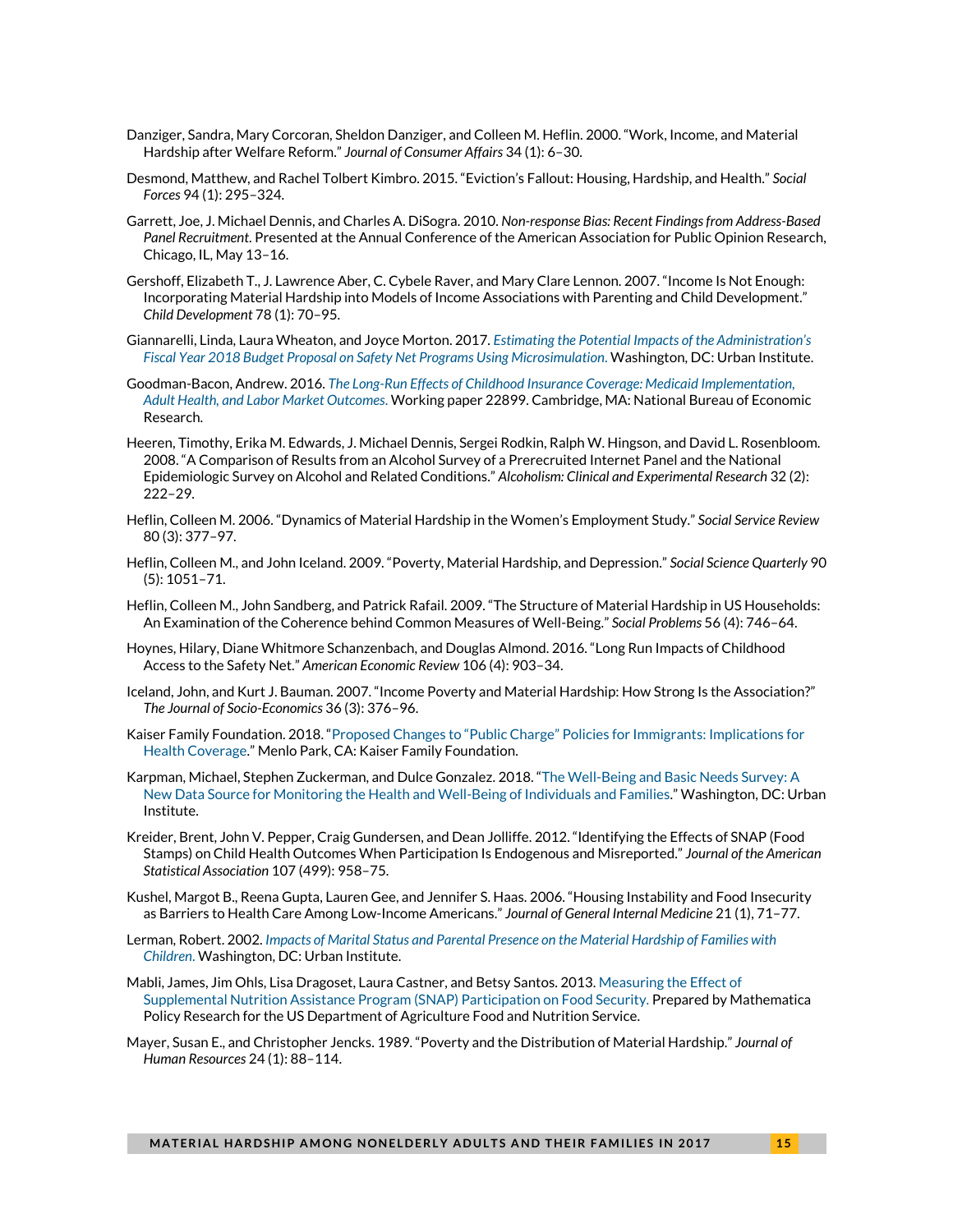Danziger, Sandra, Mary Corcoran, Sheldon Danziger, and Colleen M. Heflin. 2000. "Work, Income, and Material Hardship after Welfare Reform." *Journal of Consumer Affairs* 34 (1): 6–30.

Desmond, Matthew, and Rachel Tolbert Kimbro. 2015. "Eviction's Fallout: Housing, Hardship, and Health." *Social Forces* 94 (1): 295–324.

Garrett, Joe, J. Michael Dennis, and Charles A. DiSogra. 2010. *Non-response Bias: Recent Findings from Address-Based Panel Recruitment*. Presented at the Annual Conference of the American Association for Public Opinion Research, Chicago, IL, May 13–16.

Gershoff, Elizabeth T., J. Lawrence Aber, C. Cybele Raver, and Mary Clare Lennon. 2007. "Income Is Not Enough: Incorporating Material Hardship into Models of Income Associations with Parenting and Child Development." *Child Development* 78 (1): 70–95.

Giannarelli, Linda, Laura Wheaton, and Joyce Morton. 2017. *Estimating the Potential Impacts of the Administration's Fiscal Year 2018 Budget Proposal on Safety Net Programs Using Microsimulation*. Washington, DC: Urban Institute.

Goodman-Bacon, Andrew. 2016. *The Long-Run Effects of Childhood Insurance Coverage: Medicaid Implementation, Adult Health, and Labor Market Outcomes*. Working paper 22899. Cambridge, MA: National Bureau of Economic Research.

Heeren, Timothy, Erika M. Edwards, J. Michael Dennis, Sergei Rodkin, Ralph W. Hingson, and David L. Rosenbloom. 2008. "A Comparison of Results from an Alcohol Survey of a Prerecruited Internet Panel and the National Epidemiologic Survey on Alcohol and Related Conditions." *Alcoholism: Clinical and Experimental Research* 32 (2): 222–29.

Heflin, Colleen M. 2006. "Dynamics of Material Hardship in the Women's Employment Study." *Social Service Review* 80 (3): 377–97.

Heflin, Colleen M., and John Iceland. 2009. "Poverty, Material Hardship, and Depression." *Social Science Quarterly* 90 (5): 1051–71.

Heflin, Colleen M., John Sandberg, and Patrick Rafail. 2009. "The Structure of Material Hardship in US Households: An Examination of the Coherence behind Common Measures of Well-Being." *Social Problems* 56 (4): 746–64.

Hoynes, Hilary, Diane Whitmore Schanzenbach, and Douglas Almond. 2016. "Long Run Impacts of Childhood Access to the Safety Net." *American Economic Review* 106 (4): 903–34.

Iceland, John, and Kurt J. Bauman. 2007. "Income Poverty and Material Hardship: How Strong Is the Association?" *The Journal of Socio-Economics* 36 (3): 376–96.

Kaiser Family Foundation. 2018. "Proposed Changes to "Public Charge" Policies for Immigrants: Implications for Health Coverage." Menlo Park, CA: Kaiser Family Foundation.

Karpman, Michael, Stephen Zuckerman, and Dulce Gonzalez. 2018. "The Well-Being and Basic Needs Survey: A New Data Source for Monitoring the Health and Well-Being of Individuals and Families." Washington, DC: Urban Institute.

Kreider, Brent, John V. Pepper, Craig Gundersen, and Dean Jolliffe. 2012. "Identifying the Effects of SNAP (Food Stamps) on Child Health Outcomes When Participation Is Endogenous and Misreported." *Journal of the American Statistical Association* 107 (499): 958–75.

Kushel, Margot B., Reena Gupta, Lauren Gee, and Jennifer S. Haas. 2006. "Housing Instability and Food Insecurity as Barriers to Health Care Among Low-Income Americans." *Journal of General Internal Medicine* 21 (1), 71–77.

Lerman, Robert. 2002. *Impacts of Marital Status and Parental Presence on the Material Hardship of Families with Children*. Washington, DC: Urban Institute.

Mabli, James, Jim Ohls, Lisa Dragoset, Laura Castner, and Betsy Santos. 2013. Measuring the Effect of Supplemental Nutrition Assistance Program (SNAP) Participation on Food Security. Prepared by Mathematica Policy Research for the US Department of Agriculture Food and Nutrition Service.

Mayer, Susan E., and Christopher Jencks. 1989. "Poverty and the Distribution of Material Hardship." *Journal of Human Resources* 24 (1): 88–114.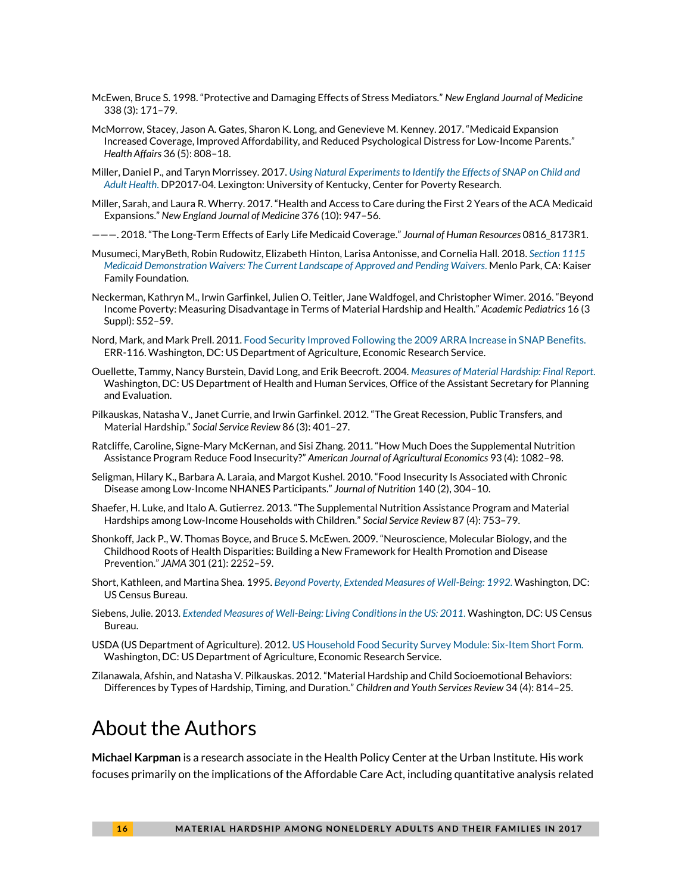McEwen, Bruce S. 1998. "Protective and Damaging Effects of Stress Mediators." *New England Journal of Medicine* 338 (3): 171–79.

McMorrow, Stacey, Jason A. Gates, Sharon K. Long, and Genevieve M. Kenney. 2017. "Medicaid Expansion Increased Coverage, Improved Affordability, and Reduced Psychological Distress for Low-Income Parents." *Health Affairs* 36 (5): 808–18.

Miller, Daniel P., and Taryn Morrissey. 2017. *Using Natural Experiments to Identify the Effects of SNAP on Child and Adult Health.* DP2017-04. Lexington: University of Kentucky, Center for Poverty Research.

Miller, Sarah, and Laura R. Wherry. 2017. "Health and Access to Care during the First 2 Years of the ACA Medicaid Expansions." *New England Journal of Medicine* 376 (10): 947–56.

———. 2018. "The Long-Term Effects of Early Life Medicaid Coverage." *Journal of Human Resources* 0816_8173R1.

Musumeci, MaryBeth, Robin Rudowitz, Elizabeth Hinton, Larisa Antonisse, and Cornelia Hall. 2018. *Section 1115 Medicaid Demonstration Waivers: The Current Landscape of Approved and Pending Waivers.* Menlo Park, CA: Kaiser Family Foundation.

Neckerman, Kathryn M., Irwin Garfinkel, Julien O. Teitler, Jane Waldfogel, and Christopher Wimer. 2016. "Beyond Income Poverty: Measuring Disadvantage in Terms of Material Hardship and Health." *Academic Pediatrics* 16 (3 Suppl): S52–59.

Nord, Mark, and Mark Prell. 2011. Food Security Improved Following the 2009 ARRA Increase in SNAP Benefits. ERR-116. Washington, DC: US Department of Agriculture, Economic Research Service.

Ouellette, Tammy, Nancy Burstein, David Long, and Erik Beecroft. 2004. *Measures of Material Hardship: Final Report.* Washington, DC: US Department of Health and Human Services, Office of the Assistant Secretary for Planning and Evaluation.

Pilkauskas, Natasha V., Janet Currie, and Irwin Garfinkel. 2012. "The Great Recession, Public Transfers, and Material Hardship." *Social Service Review* 86 (3): 401–27.

Ratcliffe, Caroline, Signe-Mary McKernan, and Sisi Zhang. 2011. "How Much Does the Supplemental Nutrition Assistance Program Reduce Food Insecurity?" *American Journal of Agricultural Economics* 93 (4): 1082–98.

Seligman, Hilary K., Barbara A. Laraia, and Margot Kushel. 2010. "Food Insecurity Is Associated with Chronic Disease among Low-Income NHANES Participants." *Journal of Nutrition* 140 (2), 304–10.

Shaefer, H. Luke, and Italo A. Gutierrez. 2013. "The Supplemental Nutrition Assistance Program and Material Hardships among Low-Income Households with Children." *Social Service Review* 87 (4): 753–79.

Shonkoff, Jack P., W. Thomas Boyce, and Bruce S. McEwen. 2009. "Neuroscience, Molecular Biology, and the Childhood Roots of Health Disparities: Building a New Framework for Health Promotion and Disease Prevention." *JAMA* 301 (21): 2252–59.

Short, Kathleen, and Martina Shea. 1995. *Beyond Poverty, Extended Measures of Well-Being: 1992.* Washington, DC: US Census Bureau.

Siebens, Julie. 2013. *Extended Measures of Well-Being: Living Conditions in the US: 2011.* Washington, DC: US Census Bureau.

USDA (US Department of Agriculture). 2012. US Household Food Security Survey Module: Six-Item Short Form. Washington, DC: US Department of Agriculture, Economic Research Service.

Zilanawala, Afshin, and Natasha V. Pilkauskas. 2012. "Material Hardship and Child Socioemotional Behaviors: Differences by Types of Hardship, Timing, and Duration." *Children and Youth Services Review* 34 (4): 814–25.

# About the Authors

**Michael Karpman** is a research associate in the Health Policy Center at the Urban Institute. His work focuses primarily on the implications of the Affordable Care Act, including quantitative analysis related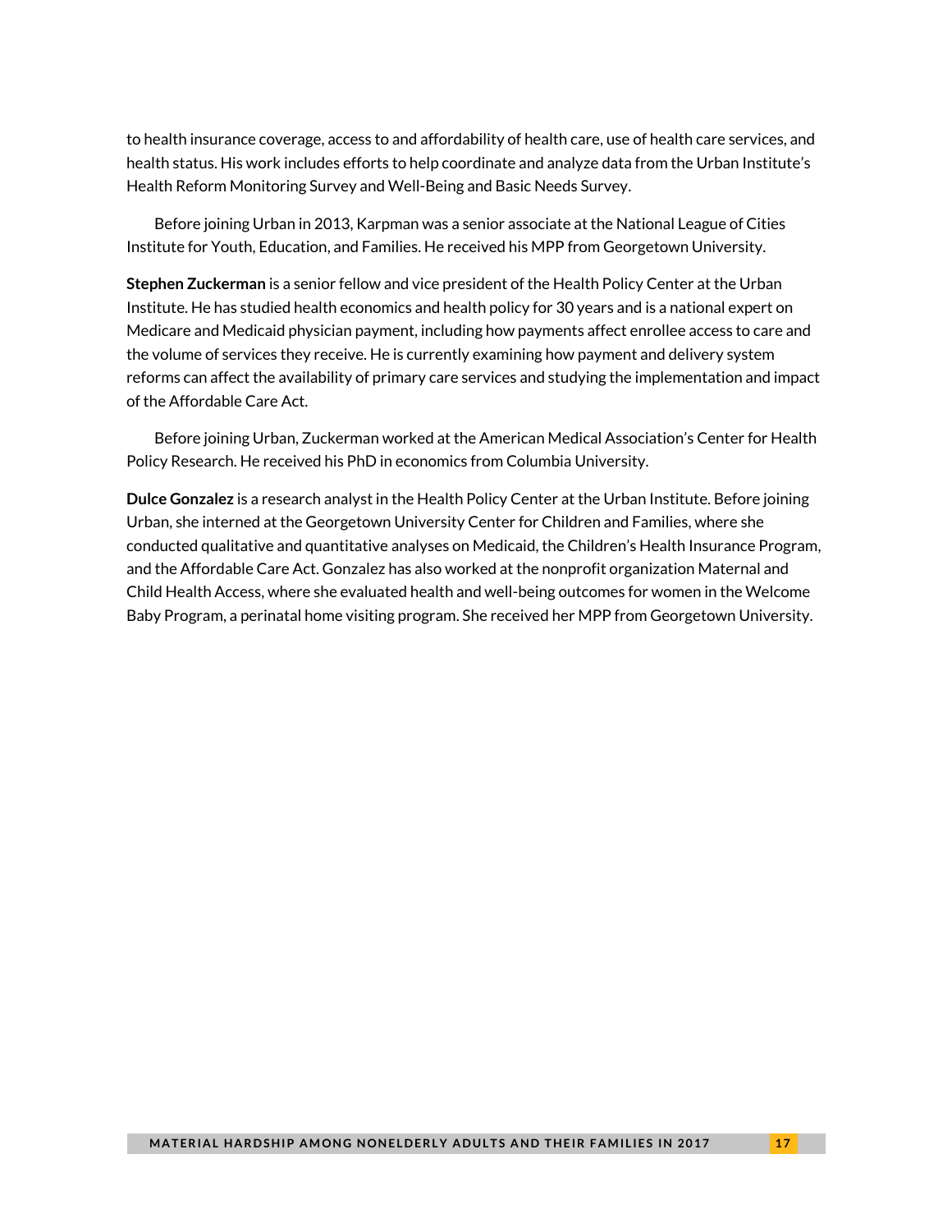to health insurance coverage, access to and affordability of health care, use of health care services, and health status. His work includes efforts to help coordinate and analyze data from the Urban Institute's Health Reform Monitoring Survey and Well-Being and Basic Needs Survey.

Before joining Urban in 2013, Karpman was a senior associate at the National League of Cities Institute for Youth, Education, and Families. He received his MPP from Georgetown University.

**Stephen Zuckerman** is a senior fellow and vice president of the Health Policy Center at the Urban Institute. He has studied health economics and health policy for 30 years and is a national expert on Medicare and Medicaid physician payment, including how payments affect enrollee access to care and the volume of services they receive. He is currently examining how payment and delivery system reforms can affect the availability of primary care services and studying the implementation and impact of the Affordable Care Act.

Before joining Urban, Zuckerman worked at the American Medical Association's Center for Health Policy Research. He received his PhD in economics from Columbia University.

**Dulce Gonzalez** is a research analyst in the Health Policy Center at the Urban Institute. Before joining Urban, she interned at the Georgetown University Center for Children and Families, where she conducted qualitative and quantitative analyses on Medicaid, the Children's Health Insurance Program, and the Affordable Care Act. Gonzalez has also worked at the nonprofit organization Maternal and Child Health Access, where she evaluated health and well-being outcomes for women in the Welcome Baby Program, a perinatal home visiting program. She received her MPP from Georgetown University.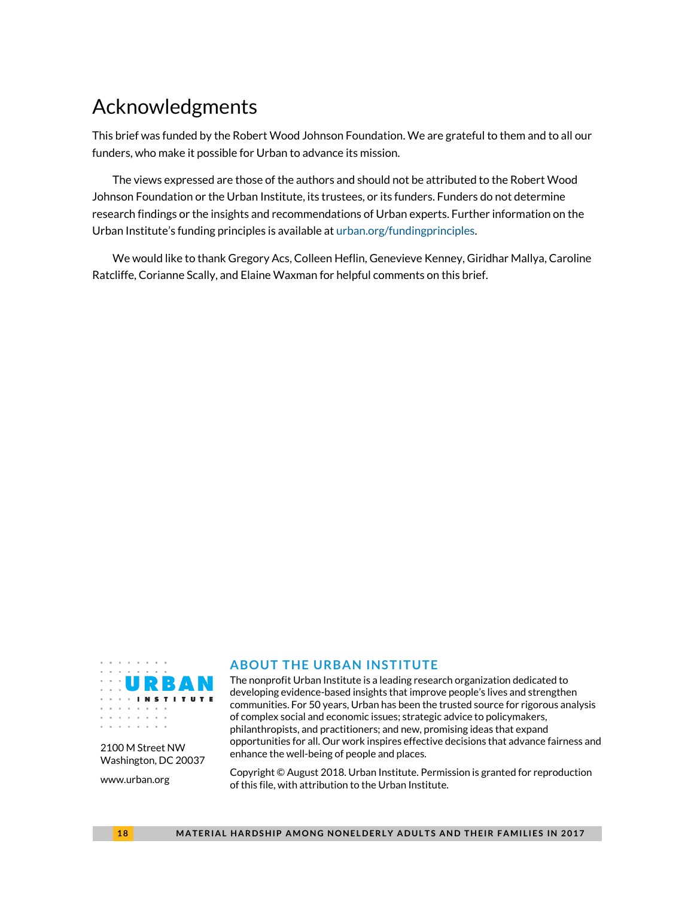# Acknowledgments

This brief was funded by the Robert Wood Johnson Foundation. We are grateful to them and to all our funders, who make it possible for Urban to advance its mission.

The views expressed are those of the authors and should not be attributed to the Robert Wood Johnson Foundation or the Urban Institute, its trustees, or its funders. Funders do not determine research findings or the insights and recommendations of Urban experts. Further information on the Urban Institute's funding principles is available at urban.org/fundingprinciples.

We would like to thank Gregory Acs, Colleen Heflin, Genevieve Kenney, Giridhar Mallya, Caroline Ratcliffe, Corianne Scally, and Elaine Waxman for helpful comments on this brief.

URBAN INSTITUTE

2100 M Street NW
Washington, DC 20037

www.urban.org

## ABOUT THE URBAN INSTITUTE

The nonprofit Urban Institute is a leading research organization dedicated to developing evidence-based insights that improve people's lives and strengthen communities. For 50 years, Urban has been the trusted source for rigorous analysis of complex social and economic issues; strategic advice to policymakers, philanthropists, and practitioners; and new, promising ideas that expand opportunities for all. Our work inspires effective decisions that advance fairness and enhance the well-being of people and places.

Copyright © August 2018. Urban Institute. Permission is granted for reproduction of this file, with attribution to the Urban Institute.